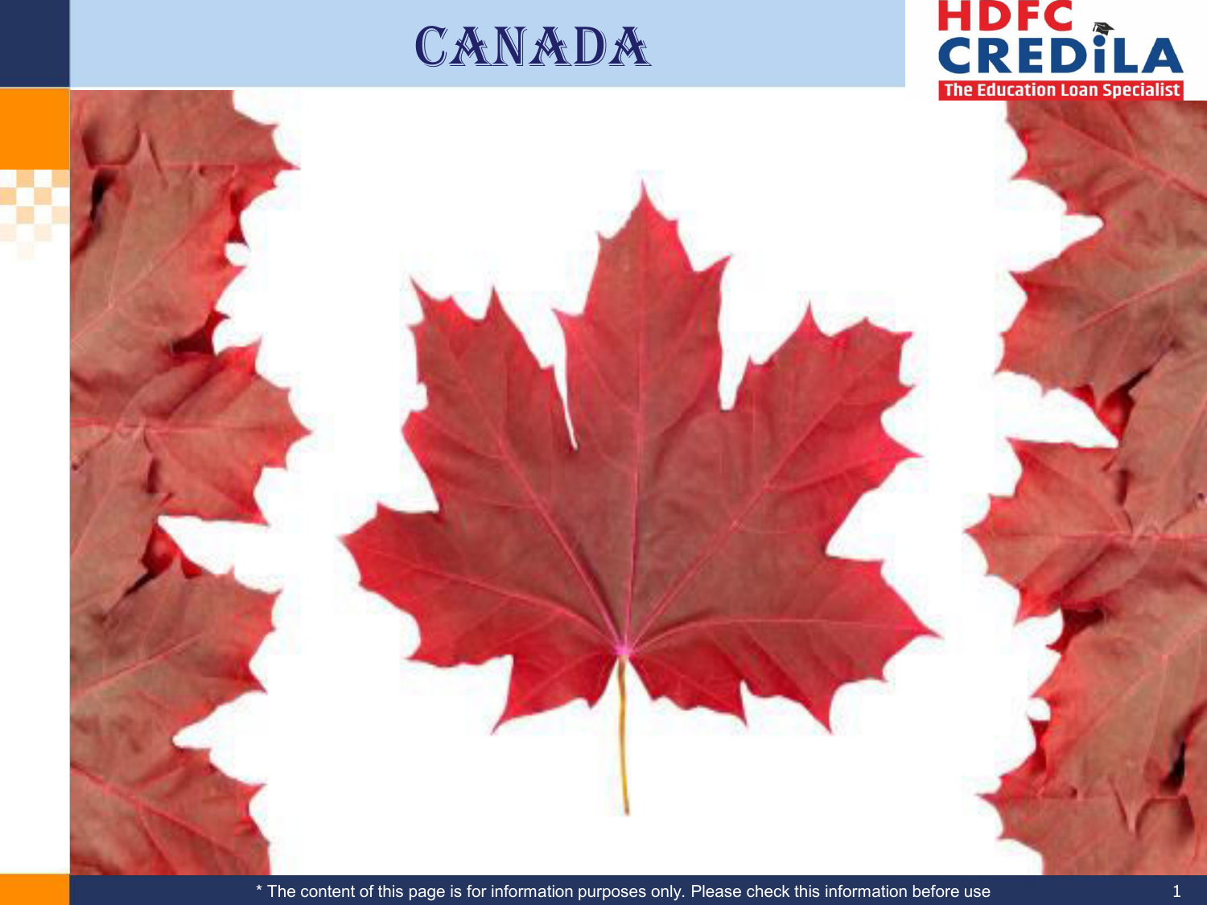# CANADA

* The content of this page is for information purposes only. Please check this information before use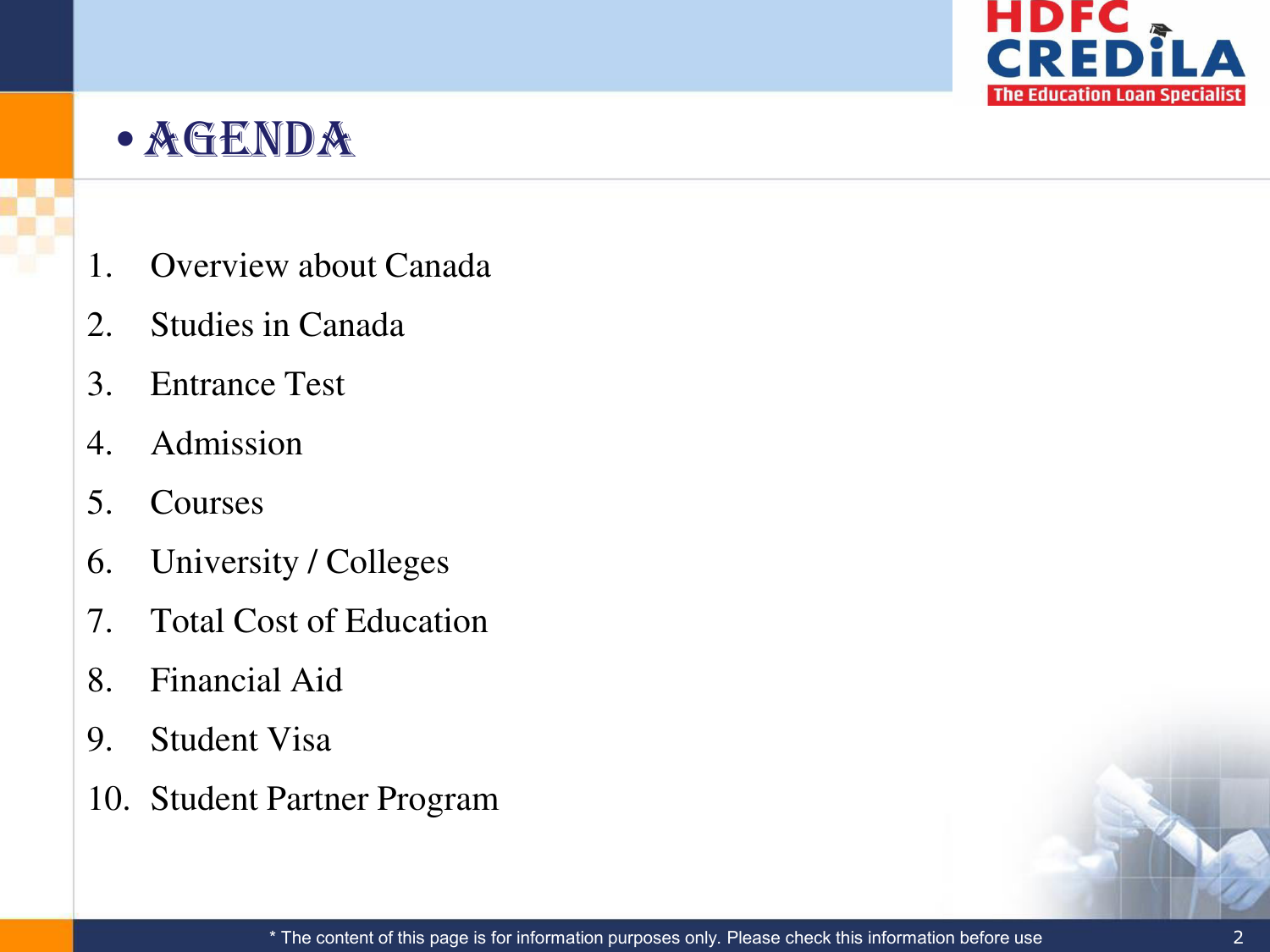# AGENDA

1. Overview about Canada
2. Studies in Canada
3. Entrance Test
4. Admission
5. Courses
6. University / Colleges
7. Total Cost of Education
8. Financial Aid
9. Student Visa
10. Student Partner Program

* The content of this page is for information purposes only. Please check this information before use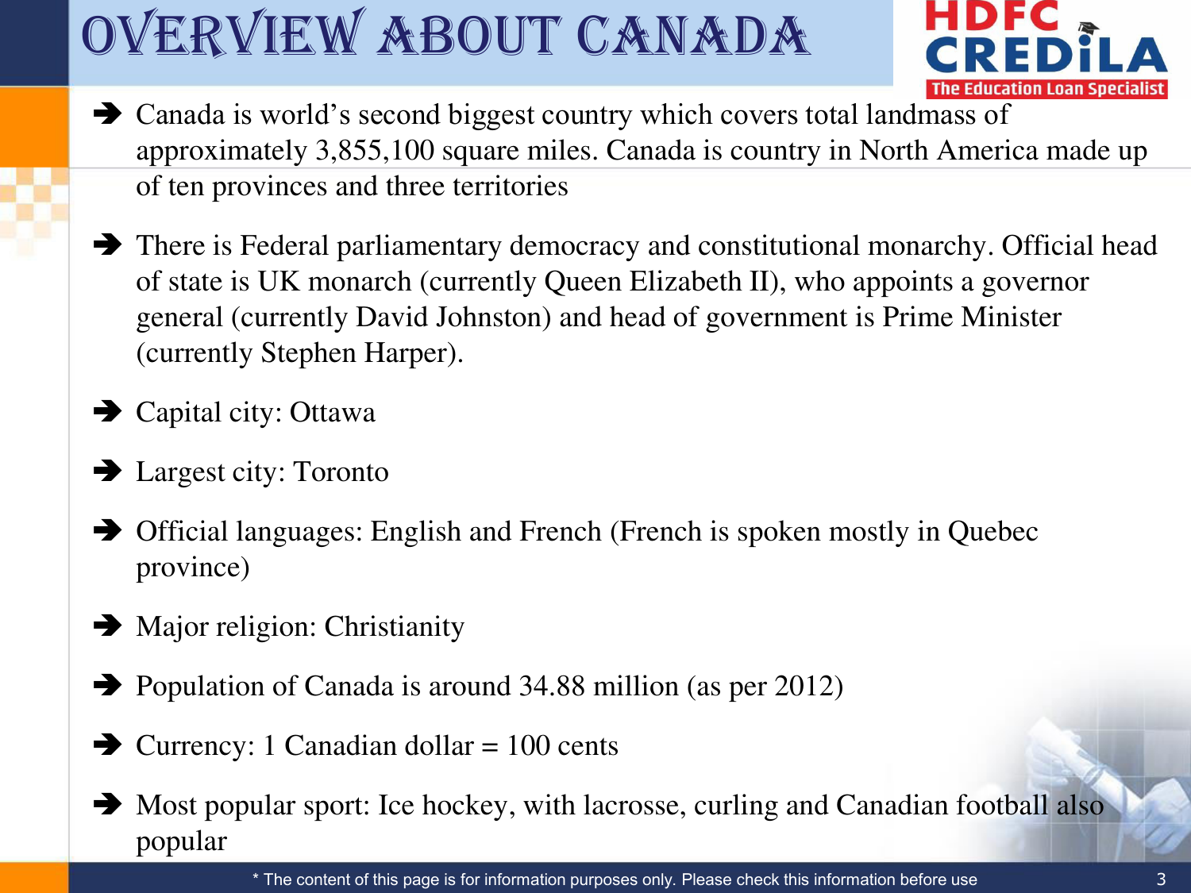# OVERVIEW ABOUT CANADA

- Canada is world's second biggest country which covers total landmass of approximately 3,855,100 square miles. Canada is country in North America made up of ten provinces and three territories
- There is Federal parliamentary democracy and constitutional monarchy. Official head of state is UK monarch (currently Queen Elizabeth II), who appoints a governor general (currently David Johnston) and head of government is Prime Minister (currently Stephen Harper).
- Capital city: Ottawa
- Largest city: Toronto
- Official languages: English and French (French is spoken mostly in Quebec province)
- Major religion: Christianity
- Population of Canada is around 34.88 million (as per 2012)
- Currency: 1 Canadian dollar = 100 cents
- Most popular sport: Ice hockey, with lacrosse, curling and Canadian football also popular

* The content of this page is for information purposes only. Please check this information before use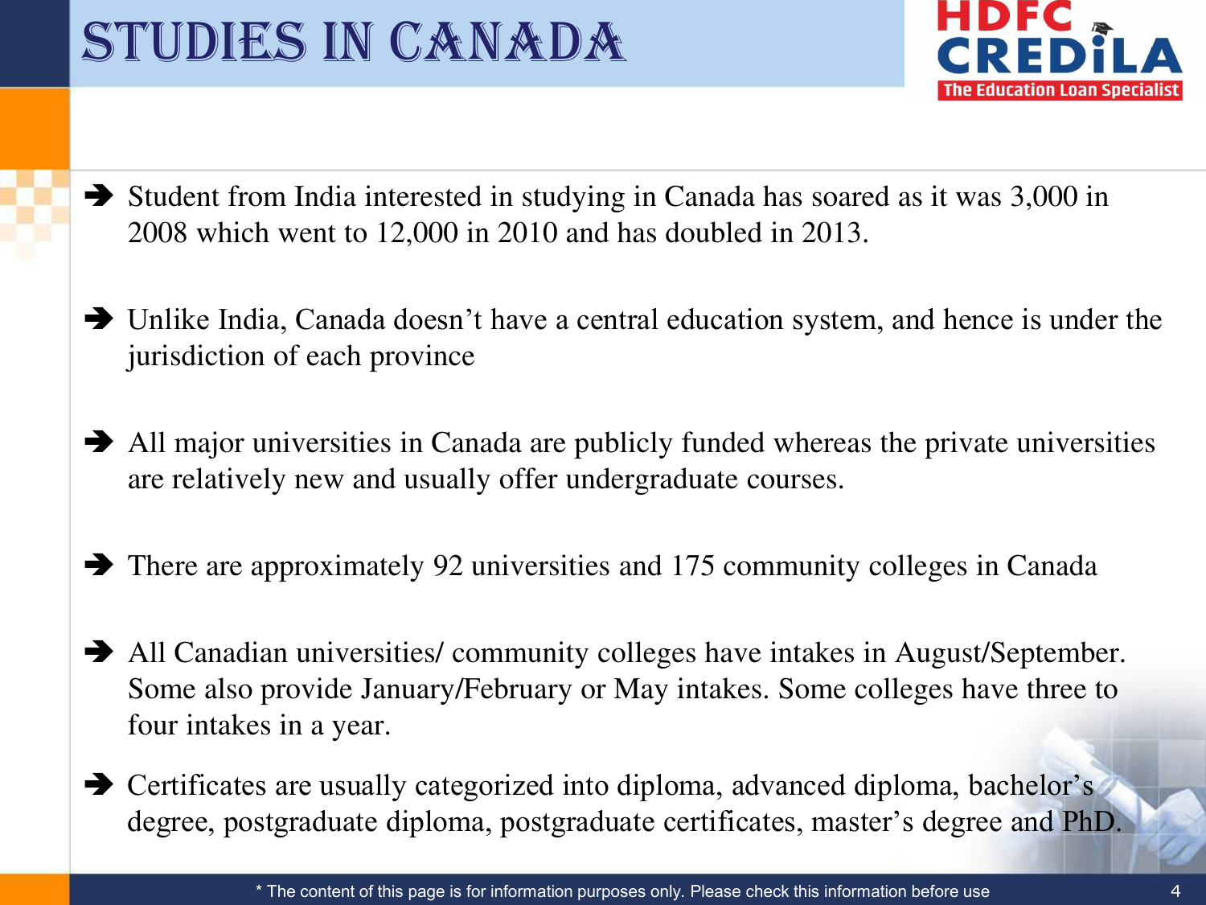# STUDIES IN CANADA

- Student from India interested in studying in Canada has soared as it was 3,000 in 2008 which went to 12,000 in 2010 and has doubled in 2013.
- Unlike India, Canada doesn't have a central education system, and hence is under the jurisdiction of each province
- All major universities in Canada are publicly funded whereas the private universities are relatively new and usually offer undergraduate courses.
- There are approximately 92 universities and 175 community colleges in Canada
- All Canadian universities/ community colleges have intakes in August/September. Some also provide January/February or May intakes. Some colleges have three to four intakes in a year.
- Certificates are usually categorized into diploma, advanced diploma, bachelor's degree, postgraduate diploma, postgraduate certificates, master's degree and PhD.

* The content of this page is for information purposes only. Please check this information before use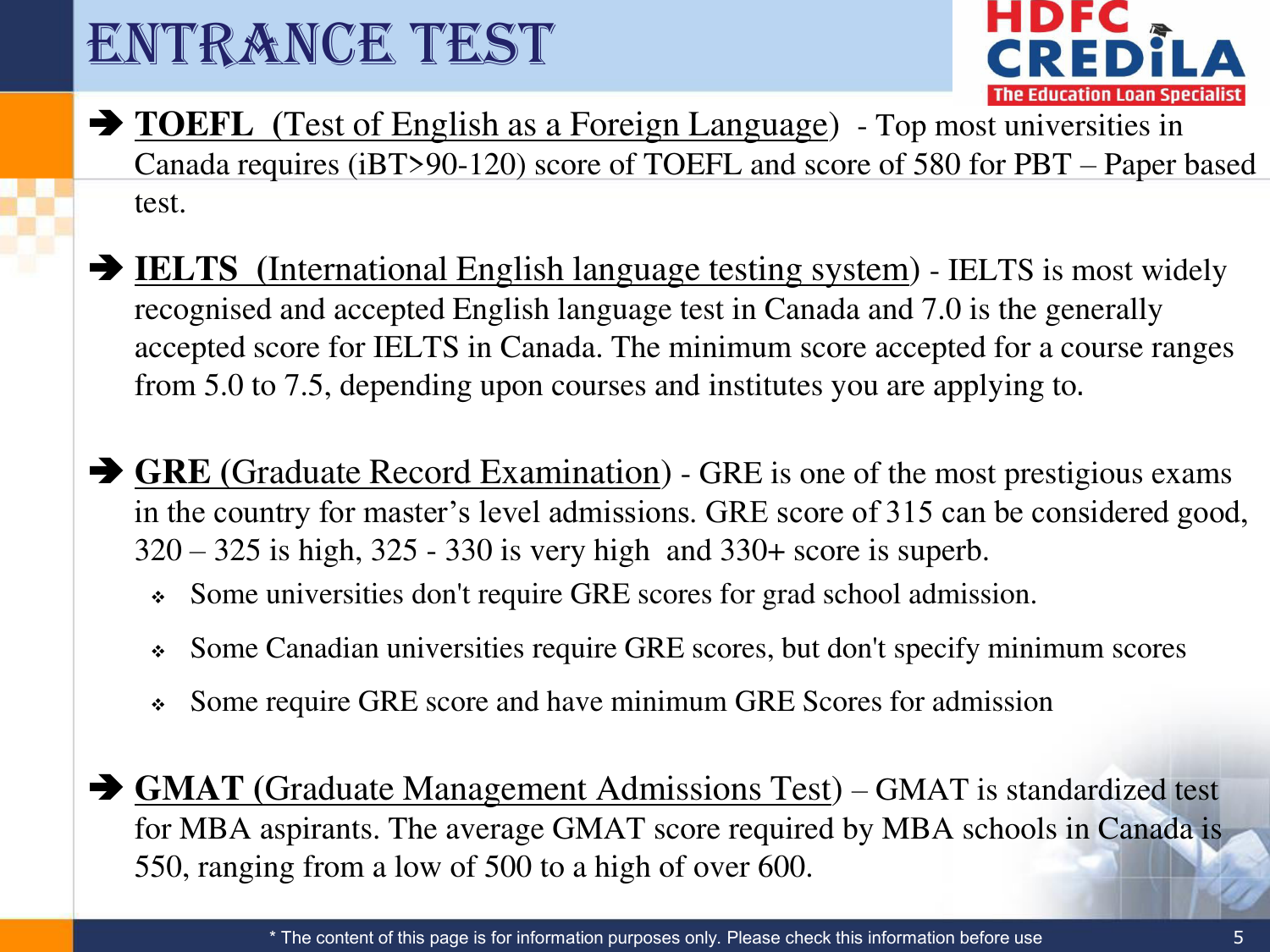# ENTRANCE TEST

- **TOEFL (Test of English as a Foreign Language)** - Top most universities in Canada requires (iBT>90-120) score of TOEFL and score of 580 for PBT – Paper based test.

- **IELTS (International English language testing system)** - IELTS is most widely recognised and accepted English language test in Canada and 7.0 is the generally accepted score for IELTS in Canada. The minimum score accepted for a course ranges from 5.0 to 7.5, depending upon courses and institutes you are applying to.

- **GRE (Graduate Record Examination)** - GRE is one of the most prestigious exams in the country for master's level admissions. GRE score of 315 can be considered good, 320 – 325 is high, 325 - 330 is very high and 330+ score is superb.
  - Some universities don't require GRE scores for grad school admission.
  - Some Canadian universities require GRE scores, but don't specify minimum scores
  - Some require GRE score and have minimum GRE Scores for admission

- **GMAT (Graduate Management Admissions Test)** – GMAT is standardized test for MBA aspirants. The average GMAT score required by MBA schools in Canada is 550, ranging from a low of 500 to a high of over 600.

* The content of this page is for information purposes only. Please check this information before use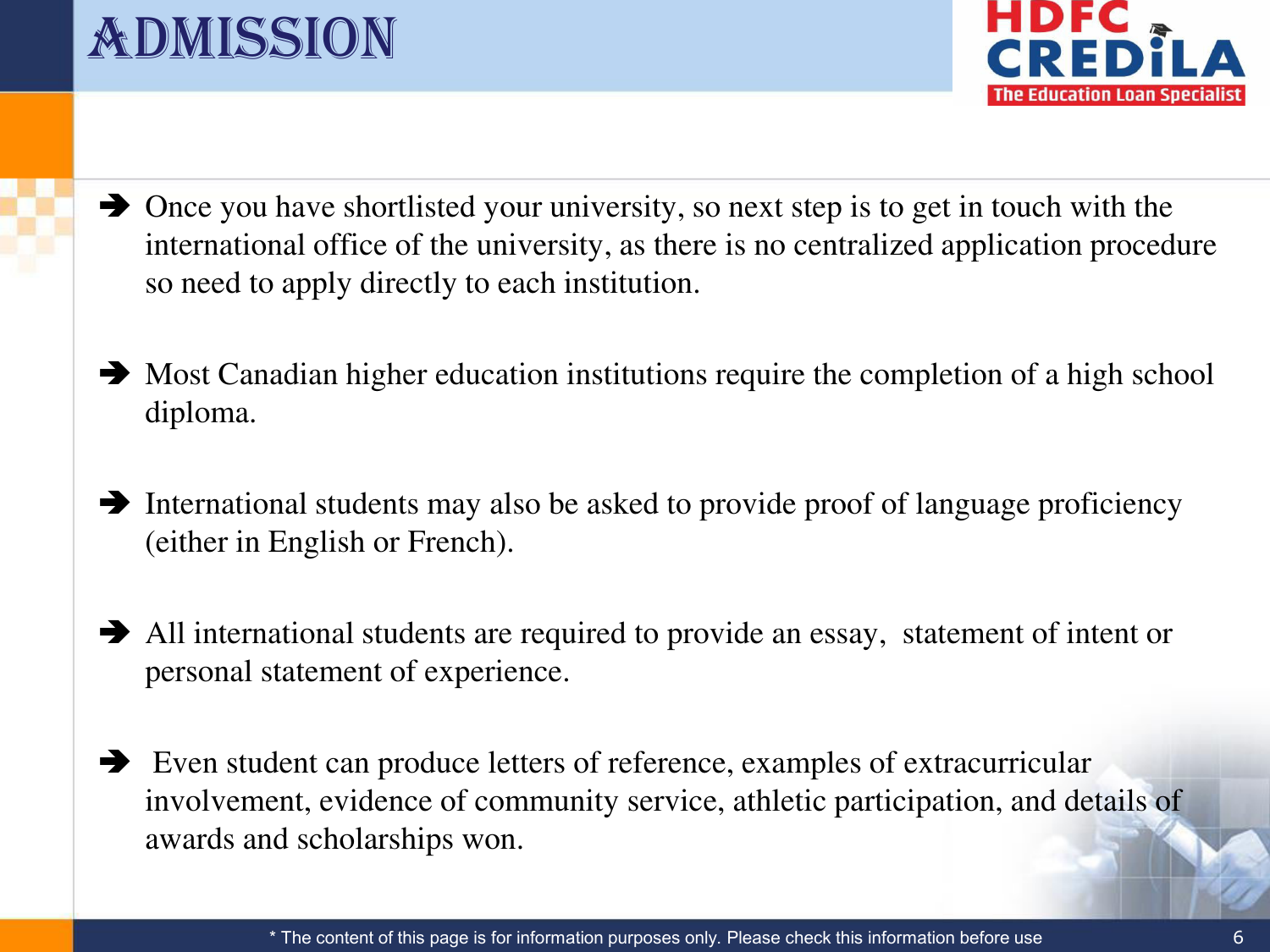# ADMISSION

- Once you have shortlisted your university, so next step is to get in touch with the international office of the university, as there is no centralized application procedure so need to apply directly to each institution.

- Most Canadian higher education institutions require the completion of a high school diploma.

- International students may also be asked to provide proof of language proficiency (either in English or French).

- All international students are required to provide an essay, statement of intent or personal statement of experience.

- Even student can produce letters of reference, examples of extracurricular involvement, evidence of community service, athletic participation, and details of awards and scholarships won.

* The content of this page is for information purposes only. Please check this information before use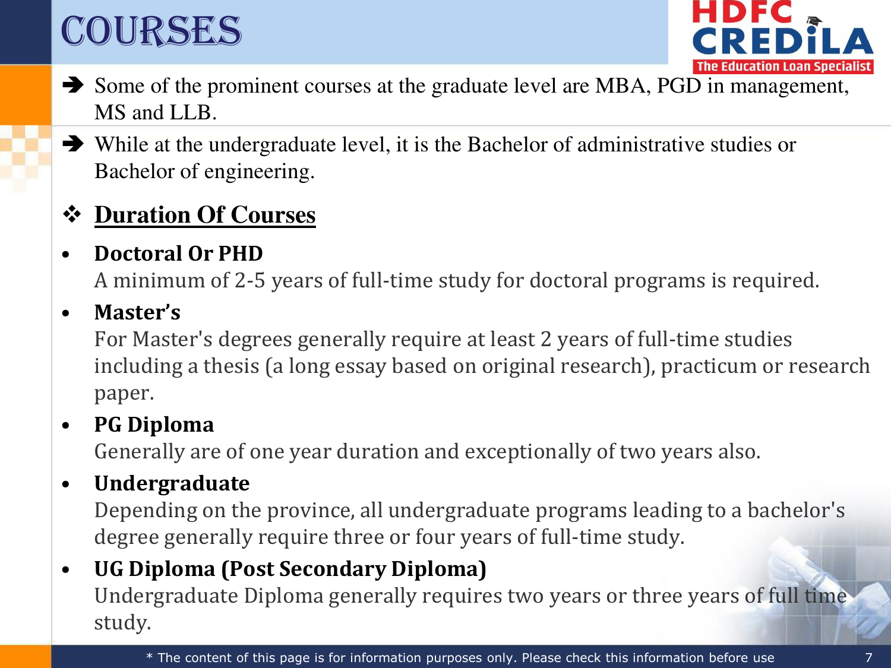# COURSES

- Some of the prominent courses at the graduate level are MBA, PGD in management, MS and LLB.
- While at the undergraduate level, it is the Bachelor of administrative studies or Bachelor of engineering.

## Duration Of Courses

- **Doctoral Or PHD**
  A minimum of 2-5 years of full-time study for doctoral programs is required.
- **Master's**
  For Master's degrees generally require at least 2 years of full-time studies including a thesis (a long essay based on original research), practicum or research paper.
- **PG Diploma**
  Generally are of one year duration and exceptionally of two years also.
- **Undergraduate**
  Depending on the province, all undergraduate programs leading to a bachelor's degree generally require three or four years of full-time study.
- **UG Diploma (Post Secondary Diploma)**
  Undergraduate Diploma generally requires two years or three years of full time study.

* The content of this page is for information purposes only. Please check this information before use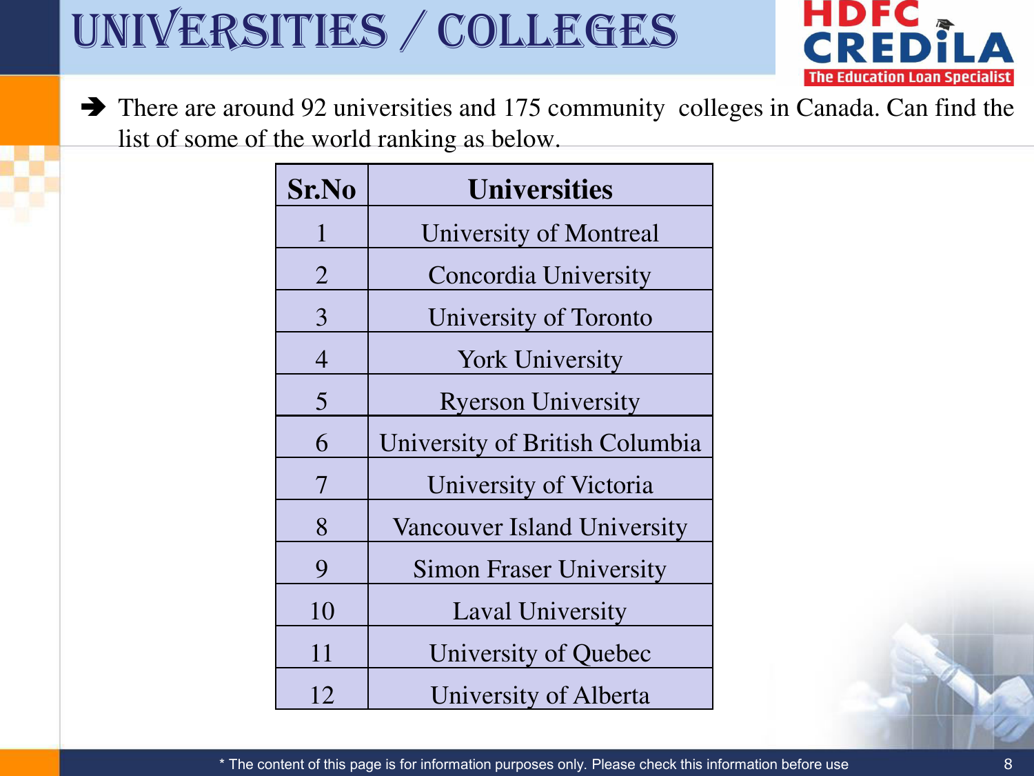# UNIVERSITIES / COLLEGES

➔ There are around 92 universities and 175 community colleges in Canada. Can find the list of some of the world ranking as below.

| Sr.No | Universities |
|---|---|
| 1 | University of Montreal |
| 2 | Concordia University |
| 3 | University of Toronto |
| 4 | York University |
| 5 | Ryerson University |
| 6 | University of British Columbia |
| 7 | University of Victoria |
| 8 | Vancouver Island University |
| 9 | Simon Fraser University |
| 10 | Laval University |
| 11 | University of Quebec |
| 12 | University of Alberta |

* The content of this page is for information purposes only. Please check this information before use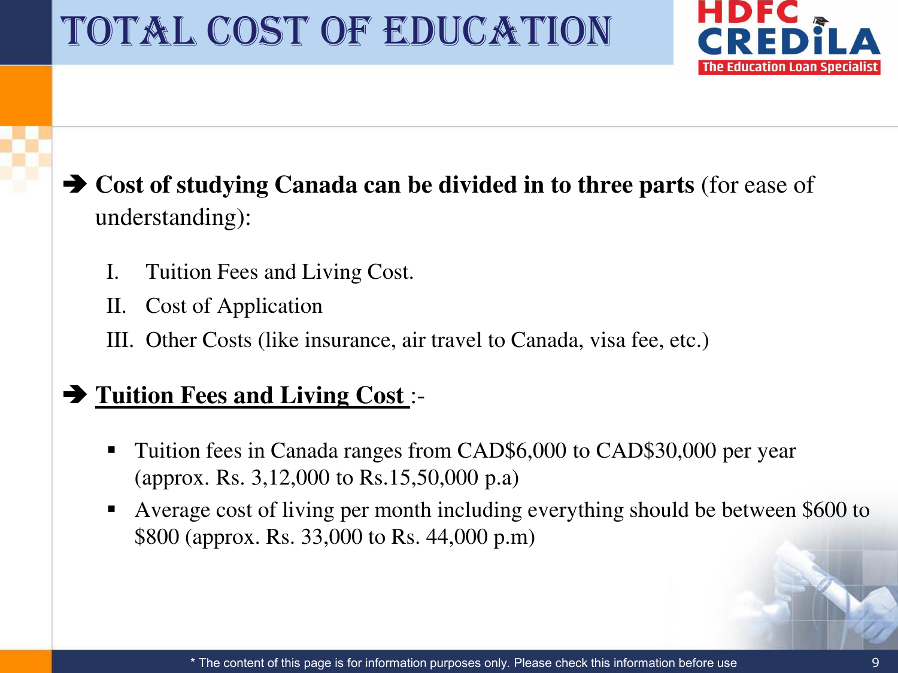# TOTAL COST OF EDUCATION

➔ **Cost of studying Canada can be divided in to three parts** (for ease of understanding):

I. Tuition Fees and Living Cost.
II. Cost of Application
III. Other Costs (like insurance, air travel to Canada, visa fee, etc.)

➔ **<u>Tuition Fees and Living Cost</u>** :-

- Tuition fees in Canada ranges from CAD$6,000 to CAD$30,000 per year (approx. Rs. 3,12,000 to Rs.15,50,000 p.a)
- Average cost of living per month including everything should be between $600 to $800 (approx. Rs. 33,000 to Rs. 44,000 p.m)

* The content of this page is for information purposes only. Please check this information before use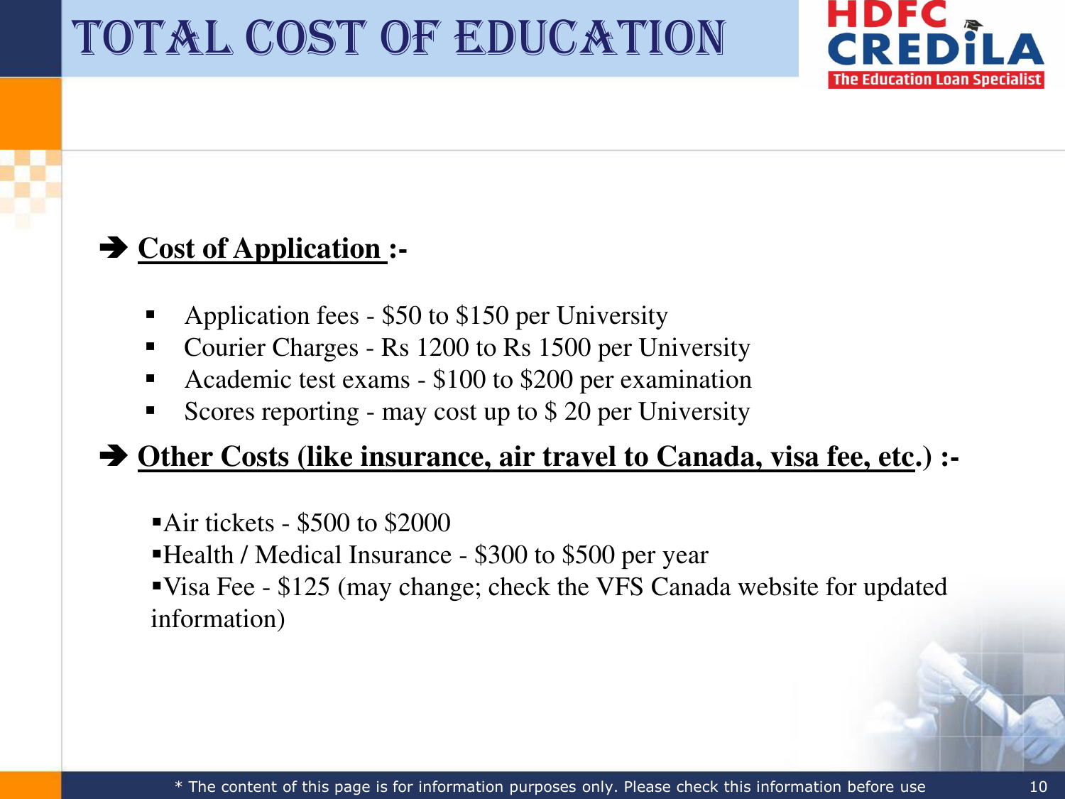# TOTAL COST OF EDUCATION

➔ **Cost of Application :-**

- Application fees - $50 to $150 per University
- Courier Charges - Rs 1200 to Rs 1500 per University
- Academic test exams - $100 to $200 per examination
- Scores reporting - may cost up to $ 20 per University

➔ **Other Costs (like insurance, air travel to Canada, visa fee, etc.) :-**

- Air tickets - $500 to $2000
- Health / Medical Insurance - $300 to $500 per year
- Visa Fee - $125 (may change; check the VFS Canada website for updated information)

* The content of this page is for information purposes only. Please check this information before use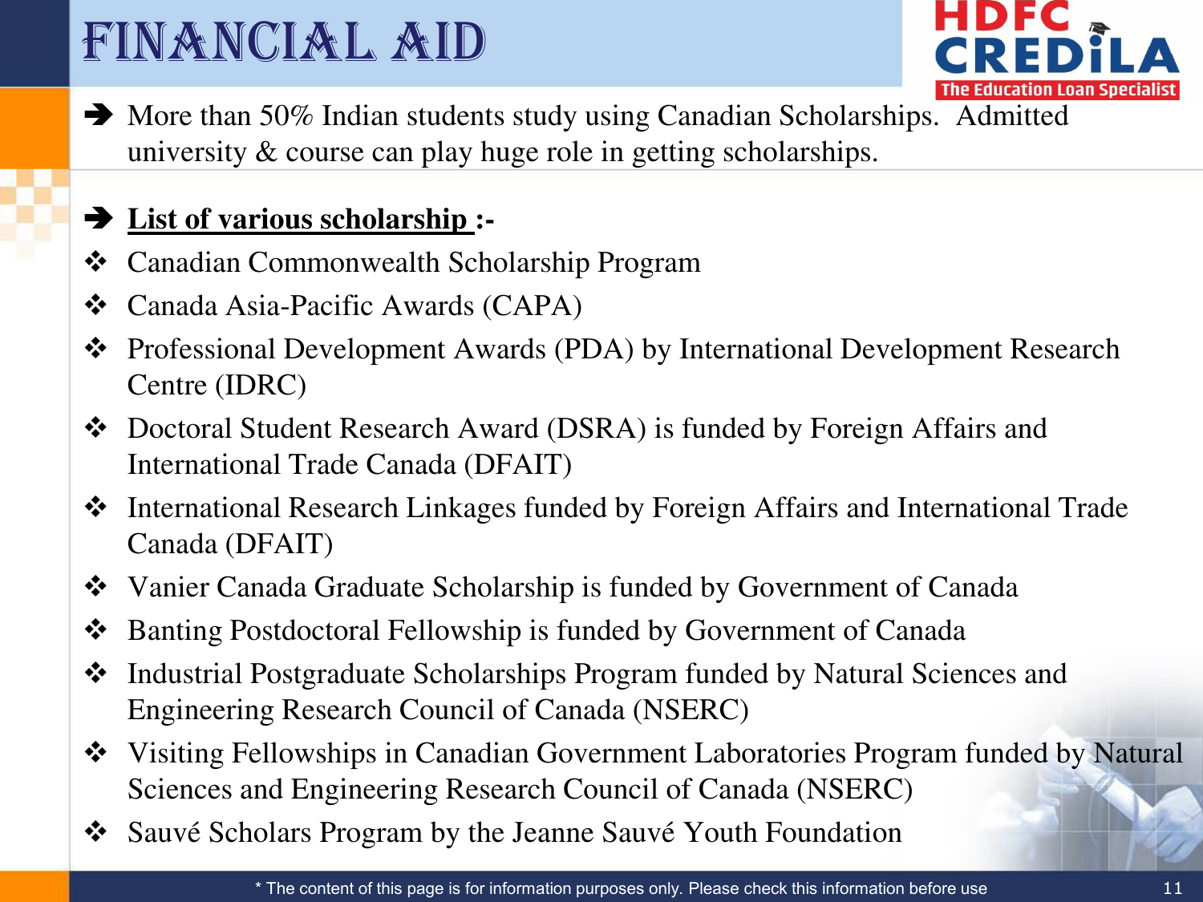# FINANCIAL AID

- More than 50% Indian students study using Canadian Scholarships. Admitted university & course can play huge role in getting scholarships.

- **List of various scholarship :-**

- Canadian Commonwealth Scholarship Program
- Canada Asia-Pacific Awards (CAPA)
- Professional Development Awards (PDA) by International Development Research Centre (IDRC)
- Doctoral Student Research Award (DSRA) is funded by Foreign Affairs and International Trade Canada (DFAIT)
- International Research Linkages funded by Foreign Affairs and International Trade Canada (DFAIT)
- Vanier Canada Graduate Scholarship is funded by Government of Canada
- Banting Postdoctoral Fellowship is funded by Government of Canada
- Industrial Postgraduate Scholarships Program funded by Natural Sciences and Engineering Research Council of Canada (NSERC)
- Visiting Fellowships in Canadian Government Laboratories Program funded by Natural Sciences and Engineering Research Council of Canada (NSERC)
- Sauvé Scholars Program by the Jeanne Sauvé Youth Foundation

* The content of this page is for information purposes only. Please check this information before use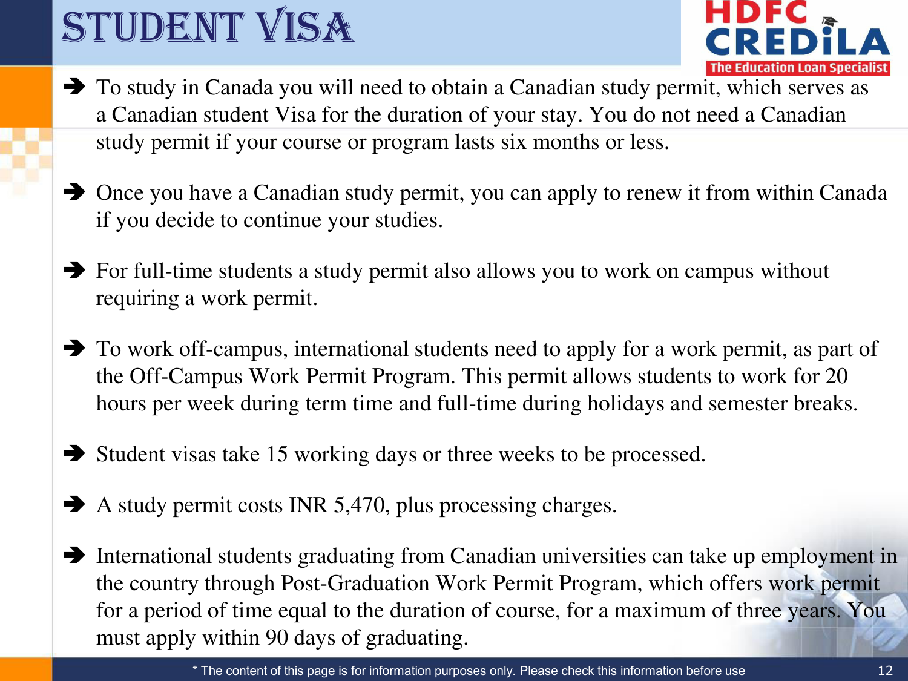# STUDENT VISA

- To study in Canada you will need to obtain a Canadian study permit, which serves as a Canadian student Visa for the duration of your stay. You do not need a Canadian study permit if your course or program lasts six months or less.

- Once you have a Canadian study permit, you can apply to renew it from within Canada if you decide to continue your studies.

- For full-time students a study permit also allows you to work on campus without requiring a work permit.

- To work off-campus, international students need to apply for a work permit, as part of the Off-Campus Work Permit Program. This permit allows students to work for 20 hours per week during term time and full-time during holidays and semester breaks.

- Student visas take 15 working days or three weeks to be processed.

- A study permit costs INR 5,470, plus processing charges.

- International students graduating from Canadian universities can take up employment in the country through Post-Graduation Work Permit Program, which offers work permit for a period of time equal to the duration of course, for a maximum of three years. You must apply within 90 days of graduating.

* The content of this page is for information purposes only. Please check this information before use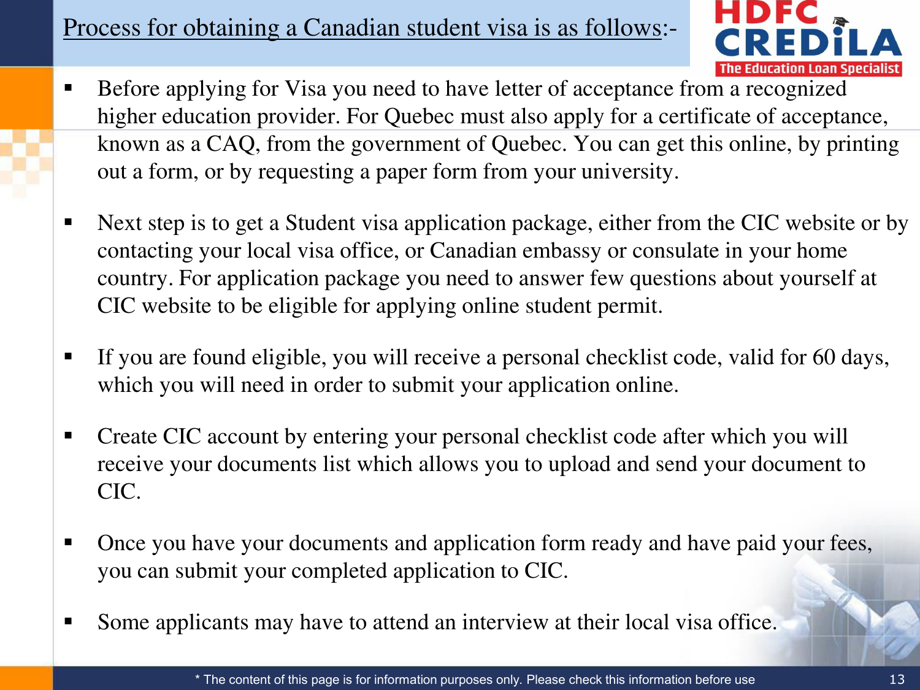# Process for obtaining a Canadian student visa is as follows:-

- Before applying for Visa you need to have letter of acceptance from a recognized higher education provider. For Quebec must also apply for a certificate of acceptance, known as a CAQ, from the government of Quebec. You can get this online, by printing out a form, or by requesting a paper form from your university.
- Next step is to get a Student visa application package, either from the CIC website or by contacting your local visa office, or Canadian embassy or consulate in your home country. For application package you need to answer few questions about yourself at CIC website to be eligible for applying online student permit.
- If you are found eligible, you will receive a personal checklist code, valid for 60 days, which you will need in order to submit your application online.
- Create CIC account by entering your personal checklist code after which you will receive your documents list which allows you to upload and send your document to CIC.
- Once you have your documents and application form ready and have paid your fees, you can submit your completed application to CIC.
- Some applicants may have to attend an interview at their local visa office.

* The content of this page is for information purposes only. Please check this information before use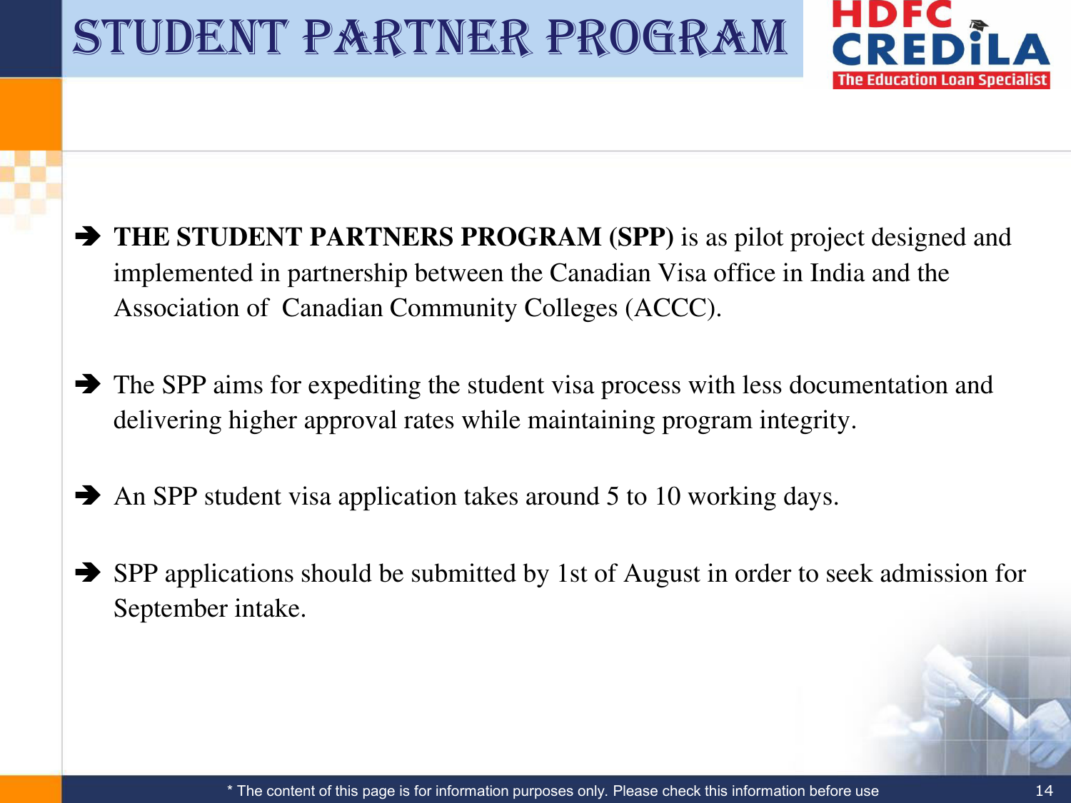# STUDENT PARTNER PROGRAM

HDFC CREDILA — The Education Loan Specialist

- **THE STUDENT PARTNERS PROGRAM (SPP)** is as pilot project designed and implemented in partnership between the Canadian Visa office in India and the Association of Canadian Community Colleges (ACCC).
- The SPP aims for expediting the student visa process with less documentation and delivering higher approval rates while maintaining program integrity.
- An SPP student visa application takes around 5 to 10 working days.
- SPP applications should be submitted by 1st of August in order to seek admission for September intake.

* The content of this page is for information purposes only. Please check this information before use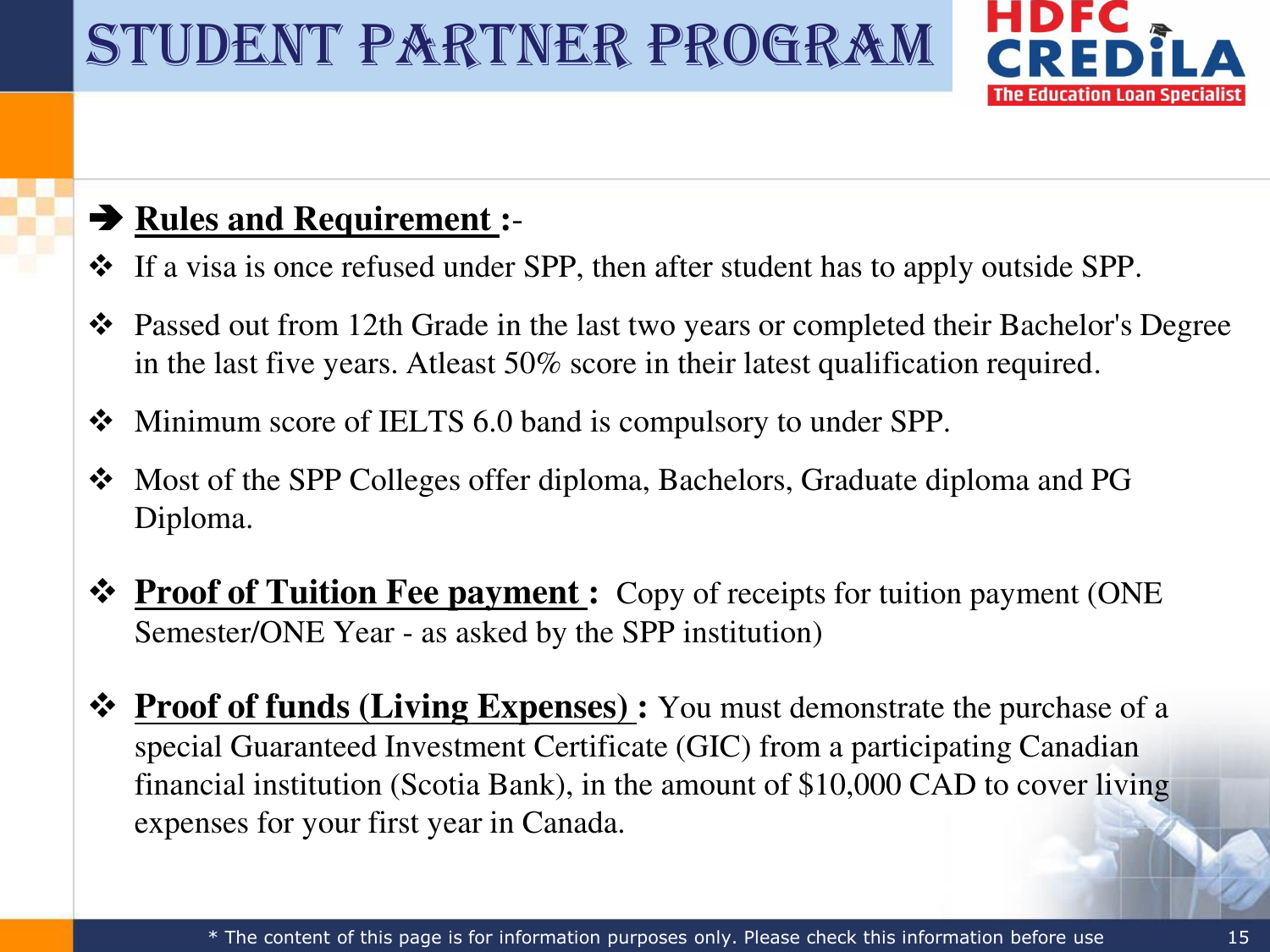# STUDENT PARTNER PROGRAM

HDFC CREDILA
The Education Loan Specialist

➔ **Rules and Requirement :-**

- If a visa is once refused under SPP, then after student has to apply outside SPP.
- Passed out from 12th Grade in the last two years or completed their Bachelor's Degree in the last five years. Atleast 50% score in their latest qualification required.
- Minimum score of IELTS 6.0 band is compulsory to under SPP.
- Most of the SPP Colleges offer diploma, Bachelors, Graduate diploma and PG Diploma.
- **Proof of Tuition Fee payment :** Copy of receipts for tuition payment (ONE Semester/ONE Year - as asked by the SPP institution)
- **Proof of funds (Living Expenses) :** You must demonstrate the purchase of a special Guaranteed Investment Certificate (GIC) from a participating Canadian financial institution (Scotia Bank), in the amount of $10,000 CAD to cover living expenses for your first year in Canada.

* The content of this page is for information purposes only. Please check this information before use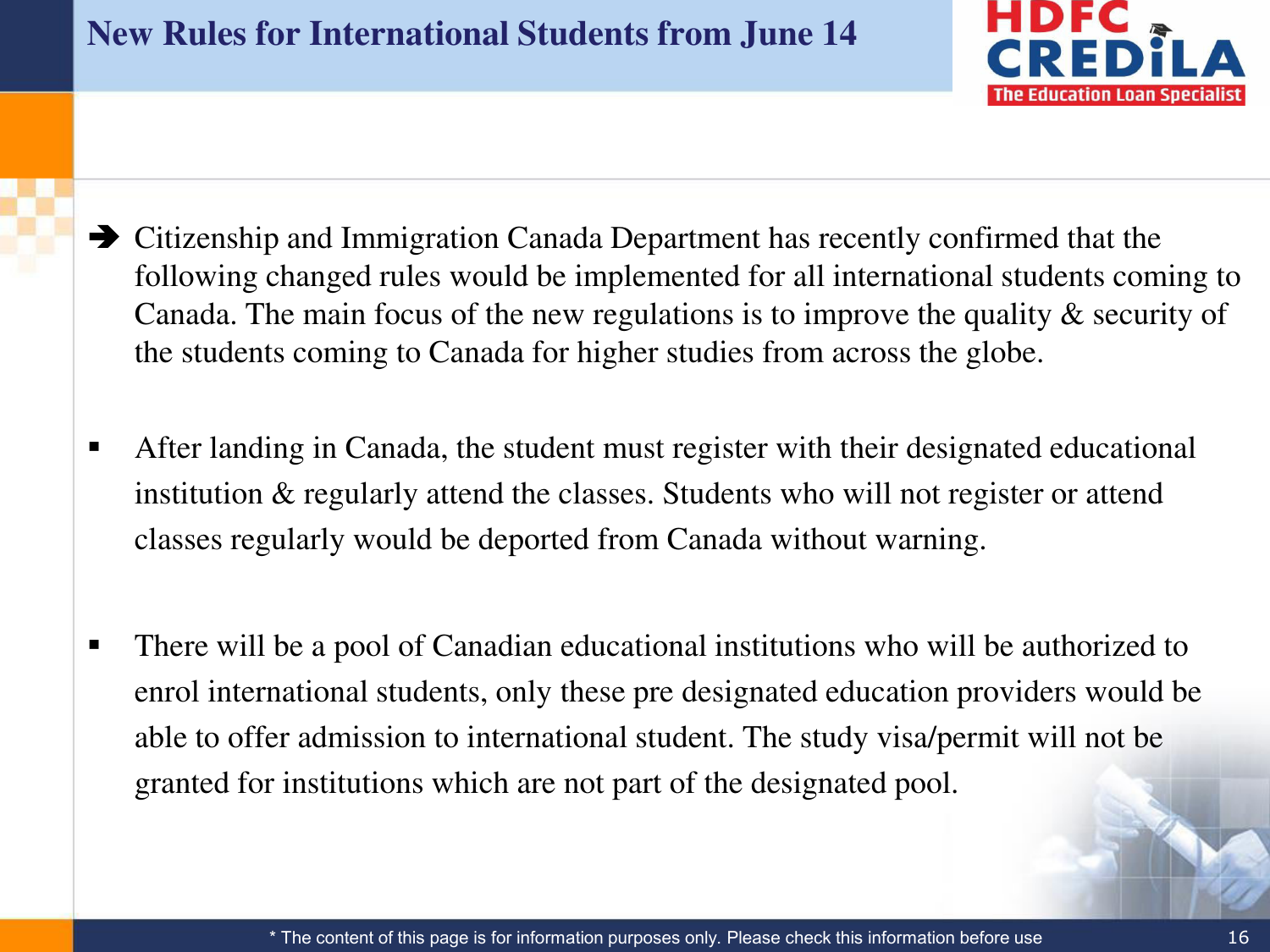# New Rules for International Students from June 14

➔ Citizenship and Immigration Canada Department has recently confirmed that the following changed rules would be implemented for all international students coming to Canada. The main focus of the new regulations is to improve the quality & security of the students coming to Canada for higher studies from across the globe.

- After landing in Canada, the student must register with their designated educational institution & regularly attend the classes. Students who will not register or attend classes regularly would be deported from Canada without warning.

- There will be a pool of Canadian educational institutions who will be authorized to enrol international students, only these pre designated education providers would be able to offer admission to international student. The study visa/permit will not be granted for institutions which are not part of the designated pool.

* The content of this page is for information purposes only. Please check this information before use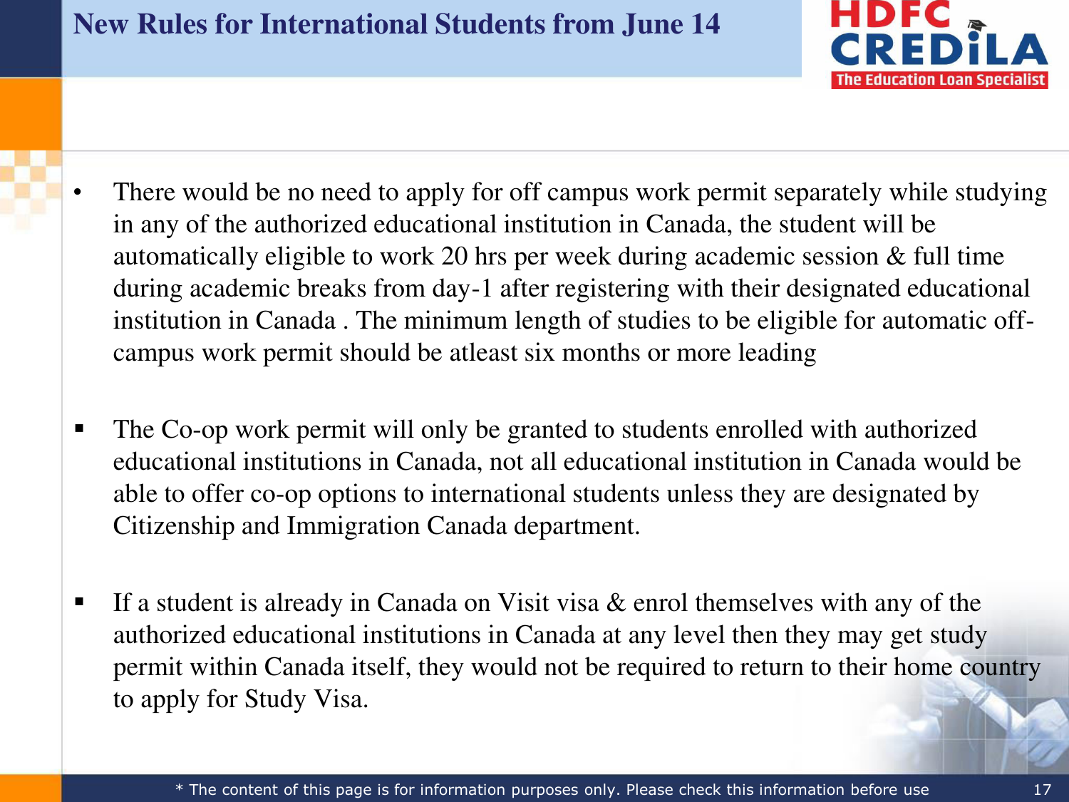# New Rules for International Students from June 14

- There would be no need to apply for off campus work permit separately while studying in any of the authorized educational institution in Canada, the student will be automatically eligible to work 20 hrs per week during academic session & full time during academic breaks from day-1 after registering with their designated educational institution in Canada . The minimum length of studies to be eligible for automatic off-campus work permit should be atleast six months or more leading

- The Co-op work permit will only be granted to students enrolled with authorized educational institutions in Canada, not all educational institution in Canada would be able to offer co-op options to international students unless they are designated by Citizenship and Immigration Canada department.

- If a student is already in Canada on Visit visa & enrol themselves with any of the authorized educational institutions in Canada at any level then they may get study permit within Canada itself, they would not be required to return to their home country to apply for Study Visa.

* The content of this page is for information purposes only. Please check this information before use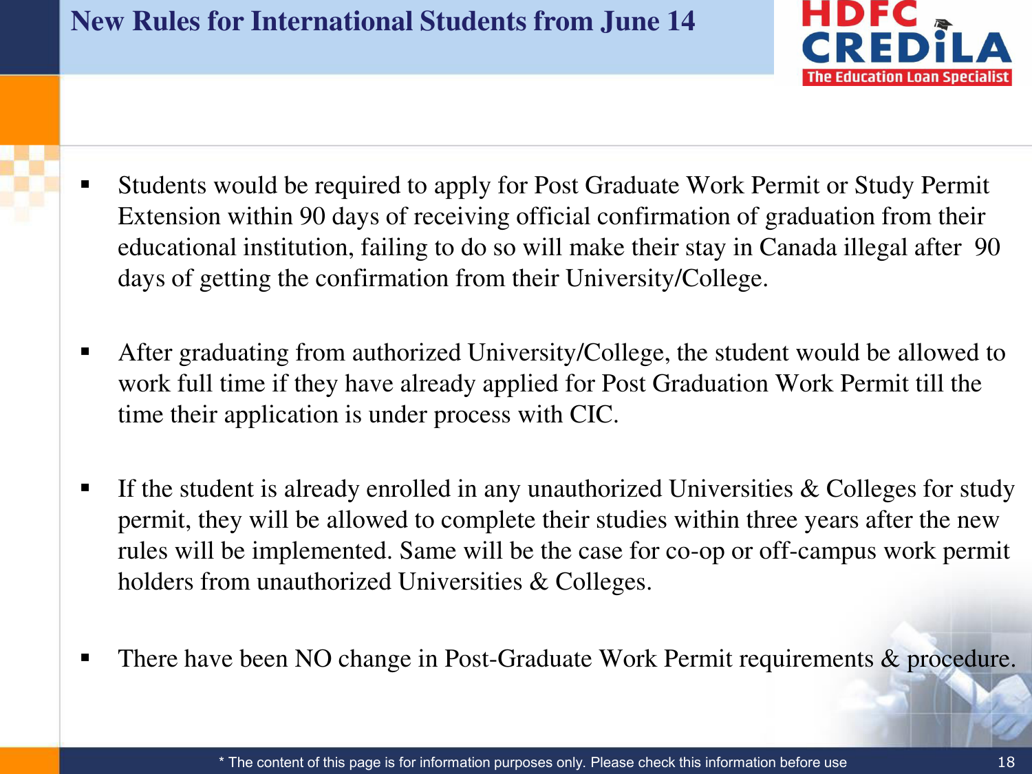# New Rules for International Students from June 14

- Students would be required to apply for Post Graduate Work Permit or Study Permit Extension within 90 days of receiving official confirmation of graduation from their educational institution, failing to do so will make their stay in Canada illegal after 90 days of getting the confirmation from their University/College.

- After graduating from authorized University/College, the student would be allowed to work full time if they have already applied for Post Graduation Work Permit till the time their application is under process with CIC.

- If the student is already enrolled in any unauthorized Universities & Colleges for study permit, they will be allowed to complete their studies within three years after the new rules will be implemented. Same will be the case for co-op or off-campus work permit holders from unauthorized Universities & Colleges.

- There have been NO change in Post-Graduate Work Permit requirements & procedure.

* The content of this page is for information purposes only. Please check this information before use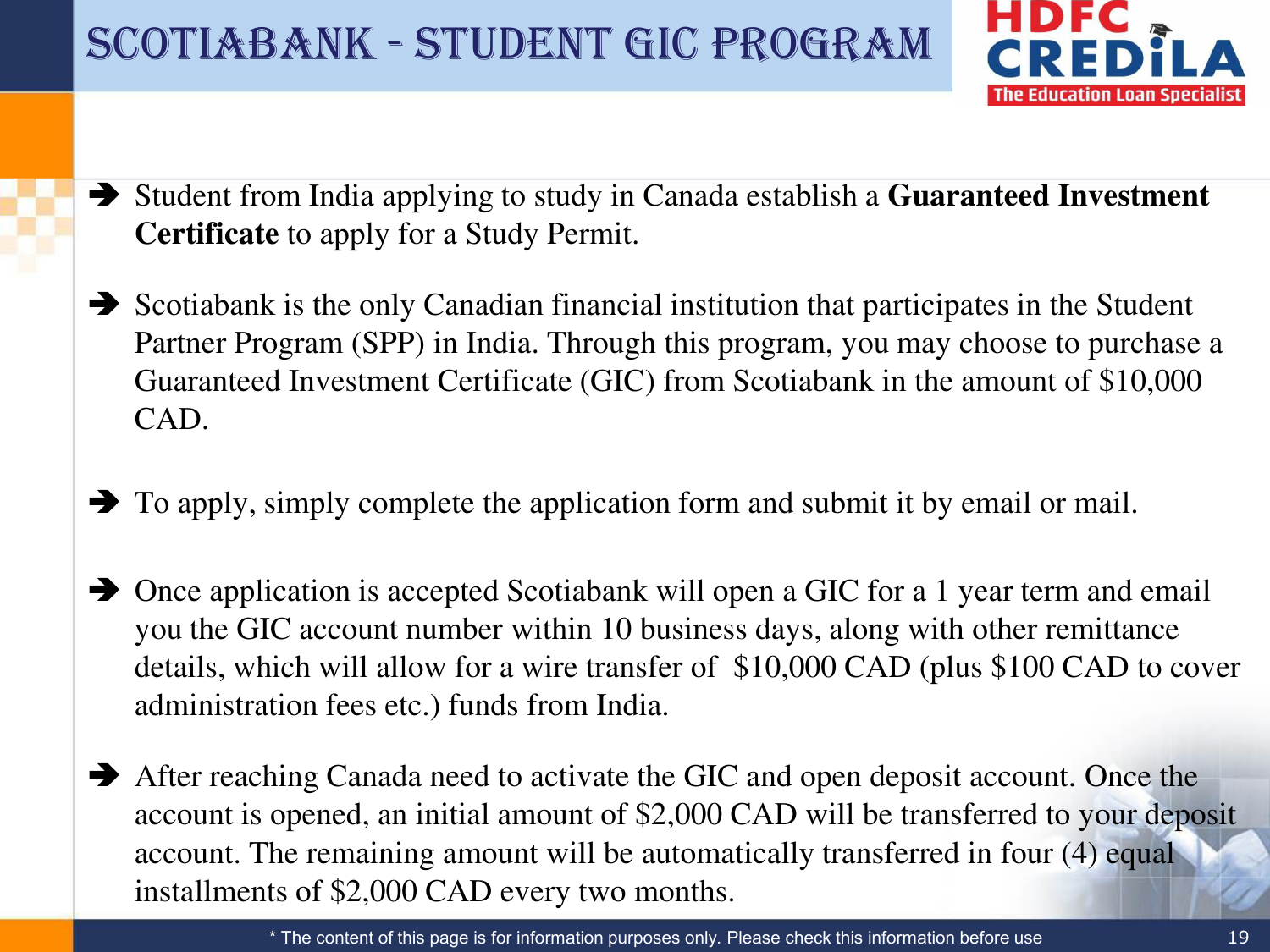# SCOTIABANK - STUDENT GIC PROGRAM

HDFC CREDILA
The Education Loan Specialist

- Student from India applying to study in Canada establish a **Guaranteed Investment Certificate** to apply for a Study Permit.
- Scotiabank is the only Canadian financial institution that participates in the Student Partner Program (SPP) in India. Through this program, you may choose to purchase a Guaranteed Investment Certificate (GIC) from Scotiabank in the amount of $10,000 CAD.
- To apply, simply complete the application form and submit it by email or mail.
- Once application is accepted Scotiabank will open a GIC for a 1 year term and email you the GIC account number within 10 business days, along with other remittance details, which will allow for a wire transfer of $10,000 CAD (plus $100 CAD to cover administration fees etc.) funds from India.
- After reaching Canada need to activate the GIC and open deposit account. Once the account is opened, an initial amount of $2,000 CAD will be transferred to your deposit account. The remaining amount will be automatically transferred in four (4) equal installments of $2,000 CAD every two months.

* The content of this page is for information purposes only. Please check this information before use